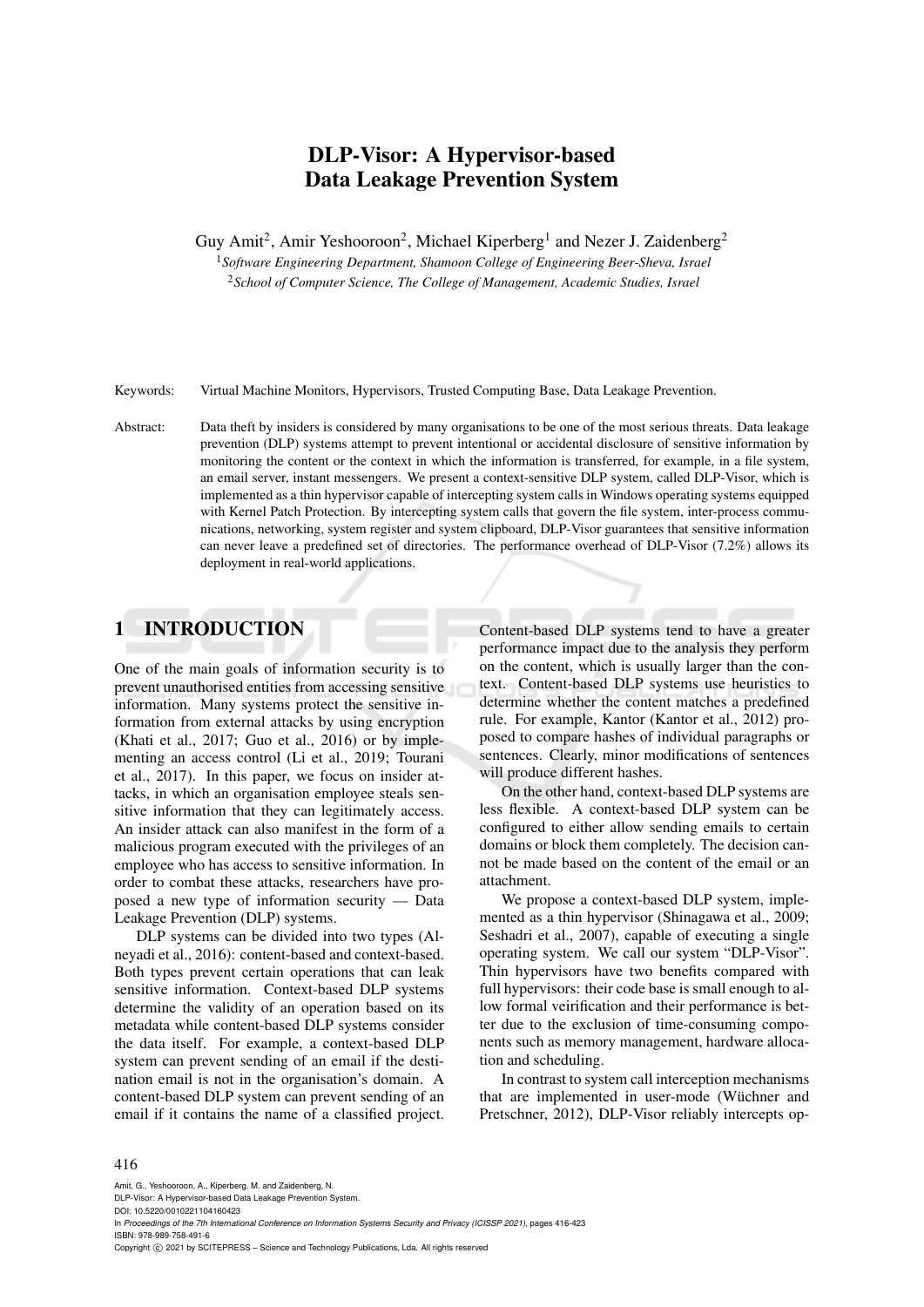# DLP-Visor: A Hypervisor-based Data Leakage Prevention System

Guy Amit[2], Amir Yeshooroon[2], Michael Kiperberg[1] and Nezer J. Zaidenberg[2]

[1] *Software Engineering Department, Shamoon College of Engineering Beer-Sheva, Israel*

[2] *School of Computer Science, The College of Management, Academic Studies, Israel*

Keywords: Virtual Machine Monitors, Hypervisors, Trusted Computing Base, Data Leakage Prevention.

Abstract: Data theft by insiders is considered by many organisations to be one of the most serious threats. Data leakage prevention (DLP) systems attempt to prevent intentional or accidental disclosure of sensitive information by monitoring the content or the context in which the information is transferred, for example, in a file system, an email server, instant messengers. We present a context-sensitive DLP system, called DLP-Visor, which is implemented as a thin hypervisor capable of intercepting system calls in Windows operating systems equipped with Kernel Patch Protection. By intercepting system calls that govern the file system, inter-process communications, networking, system register and system clipboard, DLP-Visor guarantees that sensitive information can never leave a predefined set of directories. The performance overhead of DLP-Visor (7.2%) allows its deployment in real-world applications.

## 1 INTRODUCTION

One of the main goals of information security is to prevent unauthorised entities from accessing sensitive information. Many systems protect the sensitive information from external attacks by using encryption (Khati et al., 2017; Guo et al., 2016) or by implementing an access control (Li et al., 2019; Tourani et al., 2017). In this paper, we focus on insider attacks, in which an organisation employee steals sensitive information that they can legitimately access. An insider attack can also manifest in the form of a malicious program executed with the privileges of an employee who has access to sensitive information. In order to combat these attacks, researchers have proposed a new type of information security — Data Leakage Prevention (DLP) systems.

DLP systems can be divided into two types (Alneyadi et al., 2016): content-based and context-based. Both types prevent certain operations that can leak sensitive information. Context-based DLP systems determine the validity of an operation based on its metadata while content-based DLP systems consider the data itself. For example, a context-based DLP system can prevent sending of an email if the destination email is not in the organisation's domain. A content-based DLP system can prevent sending of an email if it contains the name of a classified project. Content-based DLP systems tend to have a greater performance impact due to the analysis they perform on the content, which is usually larger than the context. Content-based DLP systems use heuristics to determine whether the content matches a predefined rule. For example, Kantor (Kantor et al., 2012) proposed to compare hashes of individual paragraphs or sentences. Clearly, minor modifications of sentences will produce different hashes.

On the other hand, context-based DLP systems are less flexible. A context-based DLP system can be configured to either allow sending emails to certain domains or block them completely. The decision cannot be made based on the content of the email or an attachment.

We propose a context-based DLP system, implemented as a thin hypervisor (Shinagawa et al., 2009; Seshadri et al., 2007), capable of executing a single operating system. We call our system "DLP-Visor". Thin hypervisors have two benefits compared with full hypervisors: their code base is small enough to allow formal veirification and their performance is better due to the exclusion of time-consuming components such as memory management, hardware allocation and scheduling.

In contrast to system call interception mechanisms that are implemented in user-mode (Wüchner and Pretschner, 2012), DLP-Visor reliably intercepts op-

Amit, G., Yeshooroon, A., Kiperberg, M. and Zaidenberg, N.
DLP-Visor: A Hypervisor-based Data Leakage Prevention System.
DOI: 10.5220/0010221104160423
In *Proceedings of the 7th International Conference on Information Systems Security and Privacy (ICISSP 2021)*, pages 416-423
ISBN: 978-989-758-491-6
Copyright © 2021 by SCITEPRESS – Science and Technology Publications, Lda. All rights reserved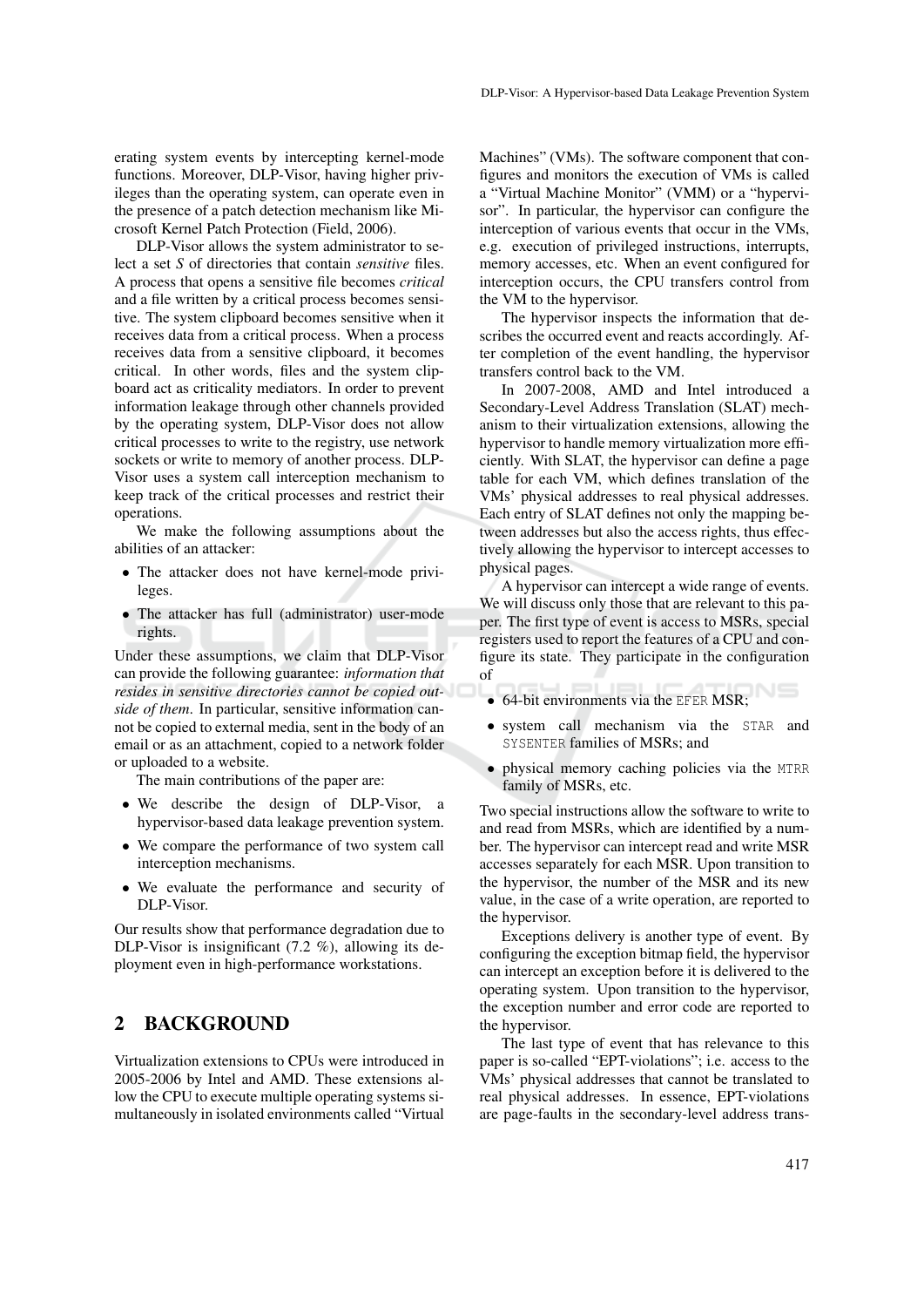erating system events by intercepting kernel-mode functions. Moreover, DLP-Visor, having higher privileges than the operating system, can operate even in the presence of a patch detection mechanism like Microsoft Kernel Patch Protection (Field, 2006).

DLP-Visor allows the system administrator to select a set *S* of directories that contain *sensitive* files. A process that opens a sensitive file becomes *critical* and a file written by a critical process becomes sensitive. The system clipboard becomes sensitive when it receives data from a critical process. When a process receives data from a sensitive clipboard, it becomes critical. In other words, files and the system clipboard act as criticality mediators. In order to prevent information leakage through other channels provided by the operating system, DLP-Visor does not allow critical processes to write to the registry, use network sockets or write to memory of another process. DLP-Visor uses a system call interception mechanism to keep track of the critical processes and restrict their operations.

We make the following assumptions about the abilities of an attacker:

- The attacker does not have kernel-mode privileges.
- The attacker has full (administrator) user-mode rights.

Under these assumptions, we claim that DLP-Visor can provide the following guarantee: *information that resides in sensitive directories cannot be copied outside of them*. In particular, sensitive information cannot be copied to external media, sent in the body of an email or as an attachment, copied to a network folder or uploaded to a website.

The main contributions of the paper are:

- We describe the design of DLP-Visor, a hypervisor-based data leakage prevention system.
- We compare the performance of two system call interception mechanisms.
- We evaluate the performance and security of DLP-Visor.

Our results show that performance degradation due to DLP-Visor is insignificant (7.2 %), allowing its deployment even in high-performance workstations.

## 2 BACKGROUND

Virtualization extensions to CPUs were introduced in 2005-2006 by Intel and AMD. These extensions allow the CPU to execute multiple operating systems simultaneously in isolated environments called "Virtual Machines" (VMs). The software component that configures and monitors the execution of VMs is called a "Virtual Machine Monitor" (VMM) or a "hypervisor". In particular, the hypervisor can configure the interception of various events that occur in the VMs, e.g. execution of privileged instructions, interrupts, memory accesses, etc. When an event configured for interception occurs, the CPU transfers control from the VM to the hypervisor.

The hypervisor inspects the information that describes the occurred event and reacts accordingly. After completion of the event handling, the hypervisor transfers control back to the VM.

In 2007-2008, AMD and Intel introduced a Secondary-Level Address Translation (SLAT) mechanism to their virtualization extensions, allowing the hypervisor to handle memory virtualization more efficiently. With SLAT, the hypervisor can define a page table for each VM, which defines translation of the VMs' physical addresses to real physical addresses. Each entry of SLAT defines not only the mapping between addresses but also the access rights, thus effectively allowing the hypervisor to intercept accesses to physical pages.

A hypervisor can intercept a wide range of events. We will discuss only those that are relevant to this paper. The first type of event is access to MSRs, special registers used to report the features of a CPU and configure its state. They participate in the configuration of

- 64-bit environments via the `EFER` MSR;
- system call mechanism via the `STAR` and `SYSENTER` families of MSRs; and
- physical memory caching policies via the `MTRR` family of MSRs, etc.

Two special instructions allow the software to write to and read from MSRs, which are identified by a number. The hypervisor can intercept read and write MSR accesses separately for each MSR. Upon transition to the hypervisor, the number of the MSR and its new value, in the case of a write operation, are reported to the hypervisor.

Exceptions delivery is another type of event. By configuring the exception bitmap field, the hypervisor can intercept an exception before it is delivered to the operating system. Upon transition to the hypervisor, the exception number and error code are reported to the hypervisor.

The last type of event that has relevance to this paper is so-called "EPT-violations"; i.e. access to the VMs' physical addresses that cannot be translated to real physical addresses. In essence, EPT-violations are page-faults in the secondary-level address trans-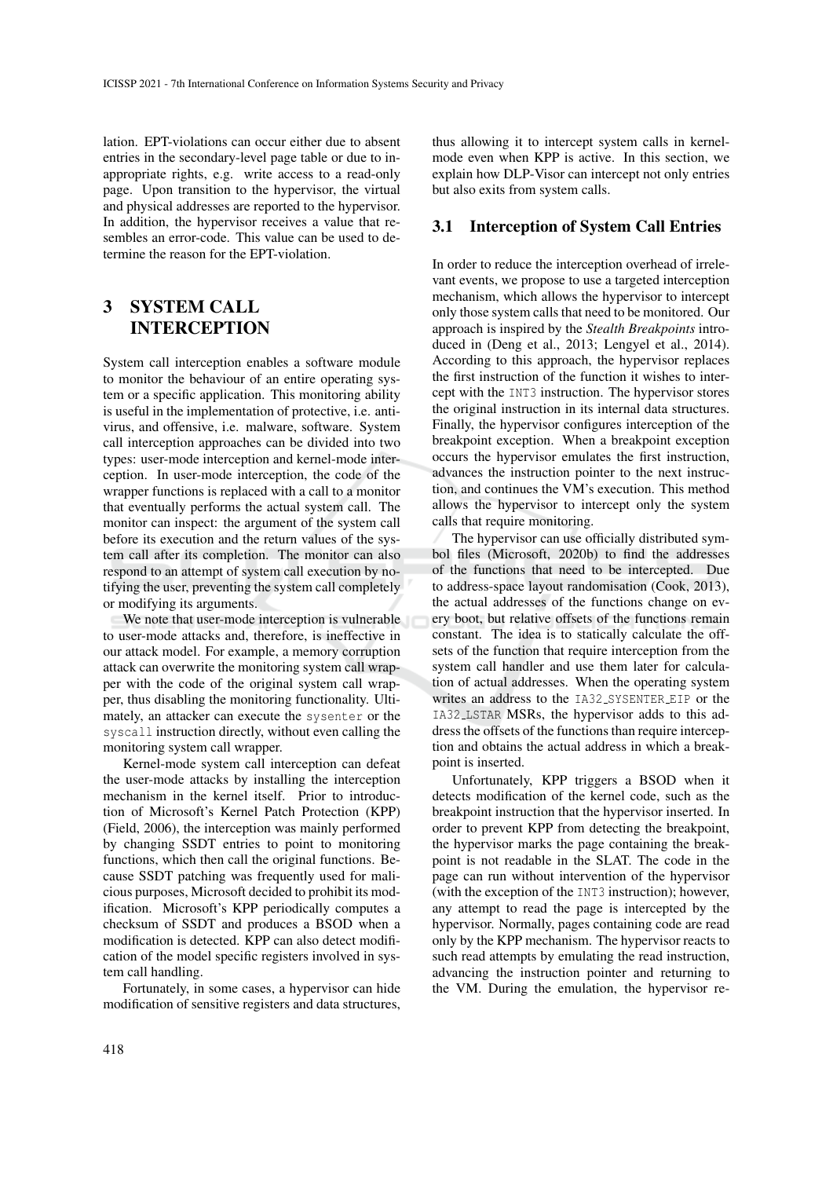lation. EPT-violations can occur either due to absent entries in the secondary-level page table or due to inappropriate rights, e.g. write access to a read-only page. Upon transition to the hypervisor, the virtual and physical addresses are reported to the hypervisor. In addition, the hypervisor receives a value that resembles an error-code. This value can be used to determine the reason for the EPT-violation.

# 3 SYSTEM CALL INTERCEPTION

System call interception enables a software module to monitor the behaviour of an entire operating system or a specific application. This monitoring ability is useful in the implementation of protective, i.e. antivirus, and offensive, i.e. malware, software. System call interception approaches can be divided into two types: user-mode interception and kernel-mode interception. In user-mode interception, the code of the wrapper functions is replaced with a call to a monitor that eventually performs the actual system call. The monitor can inspect: the argument of the system call before its execution and the return values of the system call after its completion. The monitor can also respond to an attempt of system call execution by notifying the user, preventing the system call completely or modifying its arguments.

We note that user-mode interception is vulnerable to user-mode attacks and, therefore, is ineffective in our attack model. For example, a memory corruption attack can overwrite the monitoring system call wrapper with the code of the original system call wrapper, thus disabling the monitoring functionality. Ultimately, an attacker can execute the `sysenter` or the `syscall` instruction directly, without even calling the monitoring system call wrapper.

Kernel-mode system call interception can defeat the user-mode attacks by installing the interception mechanism in the kernel itself. Prior to introduction of Microsoft's Kernel Patch Protection (KPP) (Field, 2006), the interception was mainly performed by changing SSDT entries to point to monitoring functions, which then call the original functions. Because SSDT patching was frequently used for malicious purposes, Microsoft decided to prohibit its modification. Microsoft's KPP periodically computes a checksum of SSDT and produces a BSOD when a modification is detected. KPP can also detect modification of the model specific registers involved in system call handling.

Fortunately, in some cases, a hypervisor can hide modification of sensitive registers and data structures, thus allowing it to intercept system calls in kernel-mode even when KPP is active. In this section, we explain how DLP-Visor can intercept not only entries but also exits from system calls.

## 3.1 Interception of System Call Entries

In order to reduce the interception overhead of irrelevant events, we propose to use a targeted interception mechanism, which allows the hypervisor to intercept only those system calls that need to be monitored. Our approach is inspired by the *Stealth Breakpoints* introduced in (Deng et al., 2013; Lengyel et al., 2014). According to this approach, the hypervisor replaces the first instruction of the function it wishes to intercept with the `INT3` instruction. The hypervisor stores the original instruction in its internal data structures. Finally, the hypervisor configures interception of the breakpoint exception. When a breakpoint exception occurs the hypervisor emulates the first instruction, advances the instruction pointer to the next instruction, and continues the VM's execution. This method allows the hypervisor to intercept only the system calls that require monitoring.

The hypervisor can use officially distributed symbol files (Microsoft, 2020b) to find the addresses of the functions that need to be intercepted. Due to address-space layout randomisation (Cook, 2013), the actual addresses of the functions change on every boot, but relative offsets of the functions remain constant. The idea is to statically calculate the offsets of the function that require interception from the system call handler and use them later for calculation of actual addresses. When the operating system writes an address to the `IA32_SYSENTER_EIP` or the `IA32_LSTAR` MSRs, the hypervisor adds to this address the offsets of the functions than require interception and obtains the actual address in which a breakpoint is inserted.

Unfortunately, KPP triggers a BSOD when it detects modification of the kernel code, such as the breakpoint instruction that the hypervisor inserted. In order to prevent KPP from detecting the breakpoint, the hypervisor marks the page containing the breakpoint is not readable in the SLAT. The code in the page can run without intervention of the hypervisor (with the exception of the `INT3` instruction); however, any attempt to read the page is intercepted by the hypervisor. Normally, pages containing code are read only by the KPP mechanism. The hypervisor reacts to such read attempts by emulating the read instruction, advancing the instruction pointer and returning to the VM. During the emulation, the hypervisor re-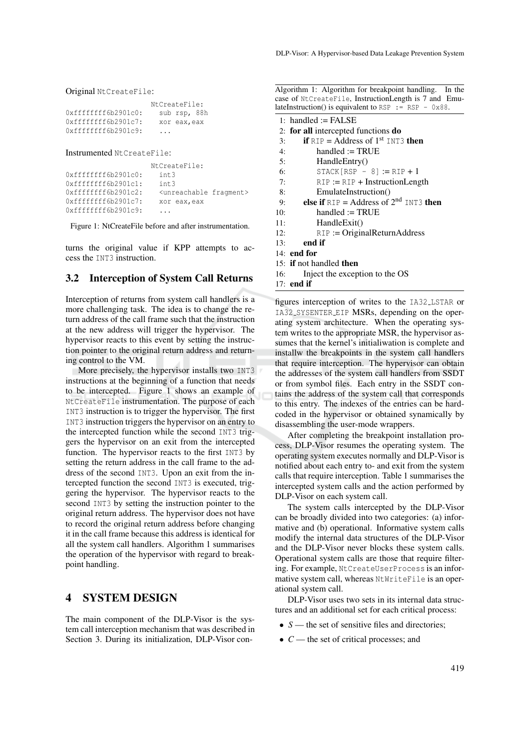Original `NtCreateFile`:

```
                      NtCreateFile:
0xfffffff6b2901c0:      sub rsp, 88h
0xfffffff6b2901c7:      xor eax,eax
0xfffffff6b2901c9:      ...
```

Instrumented `NtCreateFile`:

```
                      NtCreateFile:
0xfffffff6b2901c0:      int3
0xfffffff6b2901c1:      int3
0xfffffff6b2901c2:      <unreachable fragment>
0xfffffff6b2901c7:      xor eax,eax
0xfffffff6b2901c9:      ...
```

Figure 1: NtCreateFile before and after instrumentation.

turns the original value if KPP attempts to access the INT3 instruction.

### 3.2 Interception of System Call Returns

Interception of returns from system call handlers is a more challenging task. The idea is to change the return address of the call frame such that the instruction at the new address will trigger the hypervisor. The hypervisor reacts to this event by setting the instruction pointer to the original return address and returning control to the VM.

More precisely, the hypervisor installs two INT3 instructions at the beginning of a function that needs to be intercepted. Figure 1 shows an example of NtCreateFile instrumentation. The purpose of each INT3 instruction is to trigger the hypervisor. The first INT3 instruction triggers the hypervisor on an entry to the intercepted function while the second INT3 triggers the hypervisor on an exit from the intercepted function. The hypervisor reacts to the first INT3 by setting the return address in the call frame to the address of the second INT3. Upon an exit from the intercepted function the second INT3 is executed, triggering the hypervisor. The hypervisor reacts to the second INT3 by setting the instruction pointer to the original return address. The hypervisor does not have to record the original return address before changing it in the call frame because this address is identical for all the system call handlers. Algorithm 1 summarises the operation of the hypervisor with regard to breakpoint handling.

Algorithm 1: Algorithm for breakpoint handling. In the case of NtCreateFile, InstructionLength is 7 and EmulateInstruction() is equivalent to `RSP := RSP - 0x88`.

```
1:  handled := FALSE
2:  for all intercepted functions do
3:      if RIP = Address of 1st INT3 then
4:          handled := TRUE
5:          HandleEntry()
6:          STACK[RSP - 8] := RIP + 1
7:          RIP := RIP + InstructionLength
8:          EmulateInstruction()
9:      else if RIP = Address of 2nd INT3 then
10:         handled := TRUE
11:         HandleExit()
12:         RIP := OriginalReturnAddress
13:     end if
14: end for
15: if not handled then
16:     Inject the exception to the OS
17: end if
```

## 4 SYSTEM DESIGN

The main component of the DLP-Visor is the system call interception mechanism that was described in Section 3. During its initialization, DLP-Visor configures interception of writes to the IA32_LSTAR or IA32_SYSENTER_EIP MSRs, depending on the operating system architecture. When the operating system writes to the appropriate MSR, the hypervisor assumes that the kernel's initialiwation is complete and installw the breakpoints in the system call handlers that require interception. The hypervisor can obtain the addresses of the system call handlers from SSDT or from symbol files. Each entry in the SSDT contains the address of the system call that corresponds to this entry. The indexes of the entries can be hardcoded in the hypervisor or obtained synamically by disassembling the user-mode wrappers.

After completing the breakpoint installation process, DLP-Visor resumes the operating system. The operating system executes normally and DLP-Visor is notified about each entry to- and exit from the system calls that require interception. Table 1 summarises the intercepted system calls and the action performed by DLP-Visor on each system call.

The system calls intercepted by the DLP-Visor can be broadly divided into two categories: (a) informative and (b) operational. Informative system calls modify the internal data structures of the DLP-Visor and the DLP-Visor never blocks these system calls. Operational system calls are those that require filtering. For example, NtCreateUserProcess is an informative system call, whereas NtWriteFile is an operational system call.

DLP-Visor uses two sets in its internal data structures and an additional set for each critical process:

- $S$ — the set of sensitive files and directories;
- $C$ — the set of critical processes; and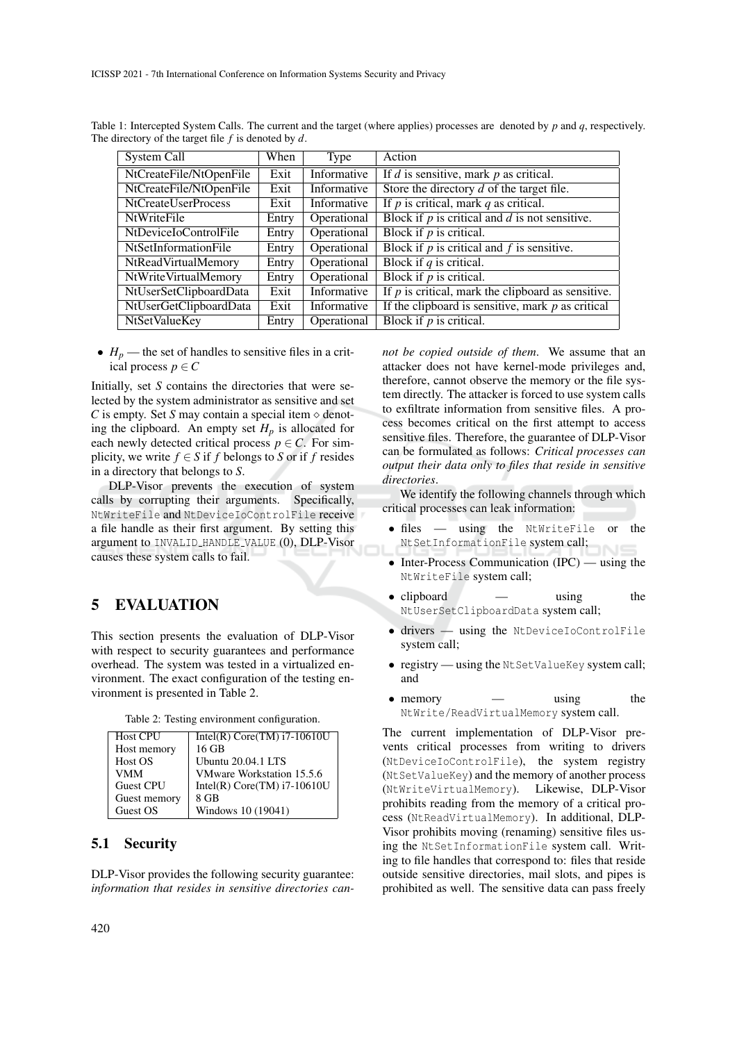Table 1: Intercepted System Calls. The current and the target (where applies) processes are denoted by $p$ and $q$, respectively. The directory of the target file $f$ is denoted by $d$.

| System Call | When | Type | Action |
|---|---|---|---|
| NtCreateFile/NtOpenFile | Exit | Informative | If $d$ is sensitive, mark $p$ as critical. |
| NtCreateFile/NtOpenFile | Exit | Informative | Store the directory $d$ of the target file. |
| NtCreateUserProcess | Exit | Informative | If $p$ is critical, mark $q$ as critical. |
| NtWriteFile | Entry | Operational | Block if $p$ is critical and $d$ is not sensitive. |
| NtDeviceIoControlFile | Entry | Operational | Block if $p$ is critical. |
| NtSetInformationFile | Entry | Operational | Block if $p$ is critical and $f$ is sensitive. |
| NtReadVirtualMemory | Entry | Operational | Block if $q$ is critical. |
| NtWriteVirtualMemory | Entry | Operational | Block if $p$ is critical. |
| NtUserSetClipboardData | Exit | Informative | If $p$ is critical, mark the clipboard as sensitive. |
| NtUserGetClipboardData | Exit | Informative | If the clipboard is sensitive, mark $p$ as critical |
| NtSetValueKey | Entry | Operational | Block if $p$ is critical. |

- $H_p$ — the set of handles to sensitive files in a critical process $p \in C$

Initially, set $S$ contains the directories that were selected by the system administrator as sensitive and set $C$ is empty. Set $S$ may contain a special item $\diamond$ denoting the clipboard. An empty set $H_p$ is allocated for each newly detected critical process $p \in C$. For simplicity, we write $f \in S$ if $f$ belongs to $S$ or if $f$ resides in a directory that belongs to $S$.

DLP-Visor prevents the execution of system calls by corrupting their arguments. Specifically, `NtWriteFile` and `NtDeviceIoControlFile` receive a file handle as their first argument. By setting this argument to `INVALID_HANDLE_VALUE` (0), DLP-Visor causes these system calls to fail.

## 5 EVALUATION

This section presents the evaluation of DLP-Visor with respect to security guarantees and performance overhead. The system was tested in a virtualized environment. The exact configuration of the testing environment is presented in Table 2.

Table 2: Testing environment configuration.

| | |
|---|---|
| Host CPU | Intel(R) Core(TM) i7-10610U |
| Host memory | 16 GB |
| Host OS | Ubuntu 20.04.1 LTS |
| VMM | VMware Workstation 15.5.6 |
| Guest CPU | Intel(R) Core(TM) i7-10610U |
| Guest memory | 8 GB |
| Guest OS | Windows 10 (19041) |

### 5.1 Security

DLP-Visor provides the following security guarantee: *information that resides in sensitive directories cannot be copied outside of them*. We assume that an attacker does not have kernel-mode privileges and, therefore, cannot observe the memory or the file system directly. The attacker is forced to use system calls to exfiltrate information from sensitive files. A process becomes critical on the first attempt to access sensitive files. Therefore, the guarantee of DLP-Visor can be formulated as follows: *Critical processes can output their data only to files that reside in sensitive directories*.

We identify the following channels through which critical processes can leak information:

- files — using the `NtWriteFile` or the `NtSetInformationFile` system call;
- Inter-Process Communication (IPC) — using the `NtWriteFile` system call;
- clipboard — using the `NtUserSetClipboardData` system call;
- drivers — using the `NtDeviceIoControlFile` system call;
- registry — using the `NtSetValueKey` system call; and
- memory — using the `NtWrite/ReadVirtualMemory` system call.

The current implementation of DLP-Visor prevents critical processes from writing to drivers (`NtDeviceIoControlFile`), the system registry (`NtSetValueKey`) and the memory of another process (`NtWriteVirtualMemory`). Likewise, DLP-Visor prohibits reading from the memory of a critical process (`NtReadVirtualMemory`). In additional, DLP-Visor prohibits moving (renaming) sensitive files using the `NtSetInformationFile` system call. Writing to file handles that correspond to: files that reside outside sensitive directories, mail slots, and pipes is prohibited as well. The sensitive data can pass freely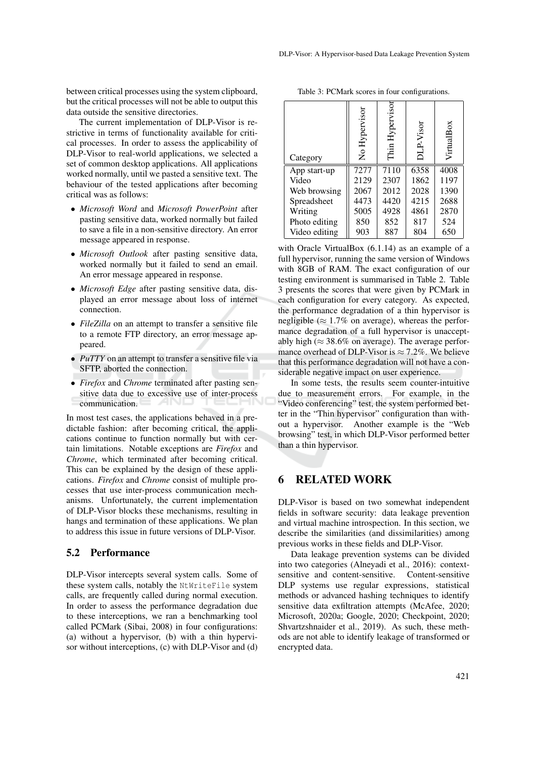between critical processes using the system clipboard, but the critical processes will not be able to output this data outside the sensitive directories.

The current implementation of DLP-Visor is restrictive in terms of functionality available for critical processes. In order to assess the applicability of DLP-Visor to real-world applications, we selected a set of common desktop applications. All applications worked normally, until we pasted a sensitive text. The behaviour of the tested applications after becoming critical was as follows:

- *Microsoft Word* and *Microsoft PowerPoint* after pasting sensitive data, worked normally but failed to save a file in a non-sensitive directory. An error message appeared in response.
- *Microsoft Outlook* after pasting sensitive data, worked normally but it failed to send an email. An error message appeared in response.
- *Microsoft Edge* after pasting sensitive data, displayed an error message about loss of internet connection.
- *FileZilla* on an attempt to transfer a sensitive file to a remote FTP directory, an error message appeared.
- *PuTTY* on an attempt to transfer a sensitive file via SFTP, aborted the connection.
- *Firefox* and *Chrome* terminated after pasting sensitive data due to excessive use of inter-process communication.

In most test cases, the applications behaved in a predictable fashion: after becoming critical, the applications continue to function normally but with certain limitations. Notable exceptions are *Firefox* and *Chrome*, which terminated after becoming critical. This can be explained by the design of these applications. *Firefox* and *Chrome* consist of multiple processes that use inter-process communication mechanisms. Unfortunately, the current implementation of DLP-Visor blocks these mechanisms, resulting in hangs and termination of these applications. We plan to address this issue in future versions of DLP-Visor.

### 5.2 Performance

DLP-Visor intercepts several system calls. Some of these system calls, notably the `NtWriteFile` system calls, are frequently called during normal execution. In order to assess the performance degradation due to these interceptions, we ran a benchmarking tool called PCMark (Sibai, 2008) in four configurations: (a) without a hypervisor, (b) with a thin hypervisor without interceptions, (c) with DLP-Visor and (d) with Oracle VirtualBox (6.1.14) as an example of a full hypervisor, running the same version of Windows with 8GB of RAM. The exact configuration of our testing environment is summarised in Table 2. Table 3 presents the scores that were given by PCMark in each configuration for every category. As expected, the performance degradation of a thin hypervisor is negligible ($\approx 1.7\%$ on average), whereas the performance degradation of a full hypervisor is unacceptably high ($\approx 38.6\%$ on average). The average performance overhead of DLP-Visor is $\approx 7.2\%$. We believe that this performance degradation will not have a considerable negative impact on user experience.

Table 3: PCMark scores in four configurations.

| Category | No Hypervisor | Thin Hypervisor | DLP-Visor | VirtualBox |
|---|---|---|---|---|
| App start-up | 7277 | 7110 | 6358 | 4008 |
| Video | 2129 | 2307 | 1862 | 1197 |
| Web browsing | 2067 | 2012 | 2028 | 1390 |
| Spreadsheet | 4473 | 4420 | 4215 | 2688 |
| Writing | 5005 | 4928 | 4861 | 2870 |
| Photo editing | 850 | 852 | 817 | 524 |
| Video editing | 903 | 887 | 804 | 650 |

In some tests, the results seem counter-intuitive due to measurement errors. For example, in the "Video conferencing" test, the system performed better in the "Thin hypervisor" configuration than without a hypervisor. Another example is the "Web browsing" test, in which DLP-Visor performed better than a thin hypervisor.

## 6 RELATED WORK

DLP-Visor is based on two somewhat independent fields in software security: data leakage prevention and virtual machine introspection. In this section, we describe the similarities (and dissimilarities) among previous works in these fields and DLP-Visor.

Data leakage prevention systems can be divided into two categories (Alneyadi et al., 2016): context-sensitive and content-sensitive. Content-sensitive DLP systems use regular expressions, statistical methods or advanced hashing techniques to identify sensitive data exfiltration attempts (McAfee, 2020; Microsoft, 2020a; Google, 2020; Checkpoint, 2020; Shvartzshnaider et al., 2019). As such, these methods are not able to identify leakage of transformed or encrypted data.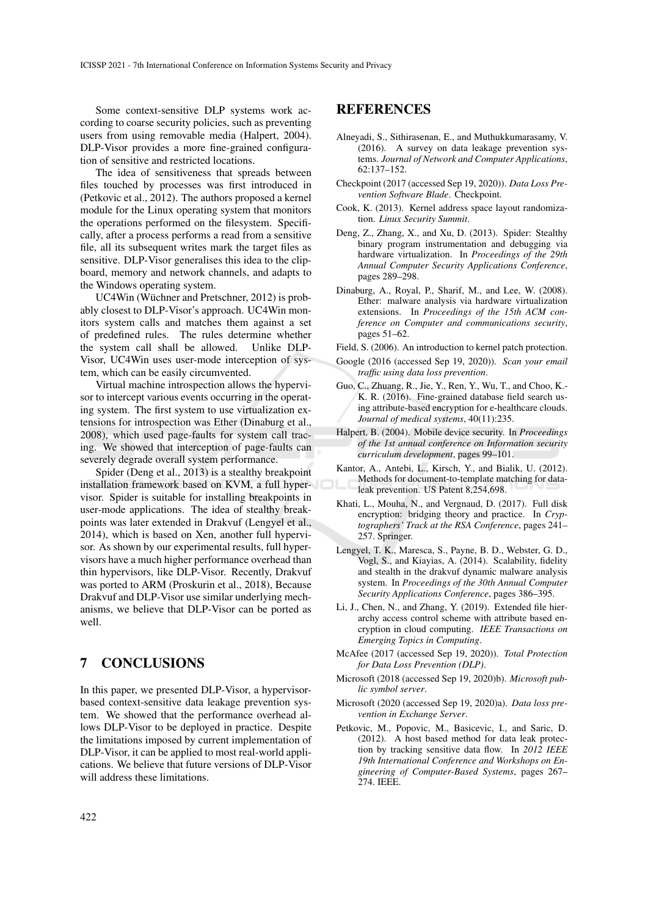Some context-sensitive DLP systems work according to coarse security policies, such as preventing users from using removable media (Halpert, 2004). DLP-Visor provides a more fine-grained configuration of sensitive and restricted locations.

The idea of sensitiveness that spreads between files touched by processes was first introduced in (Petkovic et al., 2012). The authors proposed a kernel module for the Linux operating system that monitors the operations performed on the filesystem. Specifically, after a process performs a read from a sensitive file, all its subsequent writes mark the target files as sensitive. DLP-Visor generalises this idea to the clipboard, memory and network channels, and adapts to the Windows operating system.

UC4Win (Wüchner and Pretschner, 2012) is probably closest to DLP-Visor's approach. UC4Win monitors system calls and matches them against a set of predefined rules. The rules determine whether the system call shall be allowed. Unlike DLP-Visor, UC4Win uses user-mode interception of system, which can be easily circumvented.

Virtual machine introspection allows the hypervisor to intercept various events occurring in the operating system. The first system to use virtualization extensions for introspection was Ether (Dinaburg et al., 2008), which used page-faults for system call tracing. We showed that interception of page-faults can severely degrade overall system performance.

Spider (Deng et al., 2013) is a stealthy breakpoint installation framework based on KVM, a full hypervisor. Spider is suitable for installing breakpoints in user-mode applications. The idea of stealthy breakpoints was later extended in Drakvuf (Lengyel et al., 2014), which is based on Xen, another full hypervisor. As shown by our experimental results, full hypervisors have a much higher performance overhead than thin hypervisors, like DLP-Visor. Recently, Drakvuf was ported to ARM (Proskurin et al., 2018), Because Drakvuf and DLP-Visor use similar underlying mechanisms, we believe that DLP-Visor can be ported as well.

## 7 CONCLUSIONS

In this paper, we presented DLP-Visor, a hypervisor-based context-sensitive data leakage prevention system. We showed that the performance overhead allows DLP-Visor to be deployed in practice. Despite the limitations imposed by current implementation of DLP-Visor, it can be applied to most real-world applications. We believe that future versions of DLP-Visor will address these limitations.

## REFERENCES

Alneyadi, S., Sithirasenan, E., and Muthukkumarasamy, V. (2016). A survey on data leakage prevention systems. *Journal of Network and Computer Applications*, 62:137–152.

Checkpoint (2017 (accessed Sep 19, 2020)). *Data Loss Prevention Software Blade*. Checkpoint.

Cook, K. (2013). Kernel address space layout randomization. *Linux Security Summit*.

Deng, Z., Zhang, X., and Xu, D. (2013). Spider: Stealthy binary program instrumentation and debugging via hardware virtualization. In *Proceedings of the 29th Annual Computer Security Applications Conference*, pages 289–298.

Dinaburg, A., Royal, P., Sharif, M., and Lee, W. (2008). Ether: malware analysis via hardware virtualization extensions. In *Proceedings of the 15th ACM conference on Computer and communications security*, pages 51–62.

Field, S. (2006). An introduction to kernel patch protection.

Google (2016 (accessed Sep 19, 2020)). *Scan your email traffic using data loss prevention*.

Guo, C., Zhuang, R., Jie, Y., Ren, Y., Wu, T., and Choo, K.-K. R. (2016). Fine-grained database field search using attribute-based encryption for e-healthcare clouds. *Journal of medical systems*, 40(11):235.

Halpert, B. (2004). Mobile device security. In *Proceedings of the 1st annual conference on Information security curriculum development*, pages 99–101.

Kantor, A., Antebi, L., Kirsch, Y., and Bialik, U. (2012). Methods for document-to-template matching for data-leak prevention. US Patent 8,254,698.

Khati, L., Mouha, N., and Vergnaud, D. (2017). Full disk encryption: bridging theory and practice. In *Cryptographers' Track at the RSA Conference*, pages 241–257. Springer.

Lengyel, T. K., Maresca, S., Payne, B. D., Webster, G. D., Vogl, S., and Kiayias, A. (2014). Scalability, fidelity and stealth in the drakvuf dynamic malware analysis system. In *Proceedings of the 30th Annual Computer Security Applications Conference*, pages 386–395.

Li, J., Chen, N., and Zhang, Y. (2019). Extended file hierarchy access control scheme with attribute based encryption in cloud computing. *IEEE Transactions on Emerging Topics in Computing*.

McAfee (2017 (accessed Sep 19, 2020)). *Total Protection for Data Loss Prevention (DLP)*.

Microsoft (2018 (accessed Sep 19, 2020)b). *Microsoft public symbol server*.

Microsoft (2020 (accessed Sep 19, 2020)a). *Data loss prevention in Exchange Server*.

Petkovic, M., Popovic, M., Basicevic, I., and Saric, D. (2012). A host based method for data leak protection by tracking sensitive data flow. In *2012 IEEE 19th International Conference and Workshops on Engineering of Computer-Based Systems*, pages 267–274. IEEE.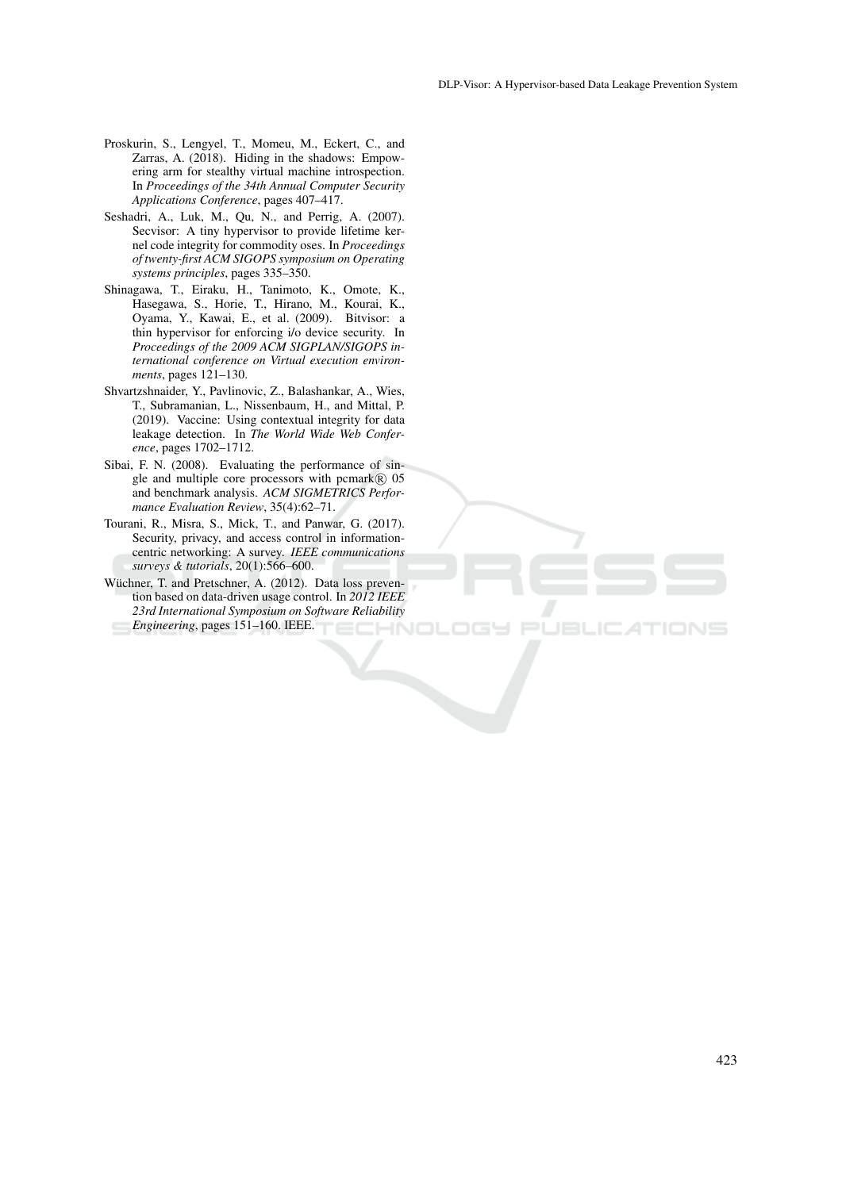Proskurin, S., Lengyel, T., Momeu, M., Eckert, C., and Zarras, A. (2018). Hiding in the shadows: Empowering arm for stealthy virtual machine introspection. In *Proceedings of the 34th Annual Computer Security Applications Conference*, pages 407–417.

Seshadri, A., Luk, M., Qu, N., and Perrig, A. (2007). Secvisor: A tiny hypervisor to provide lifetime kernel code integrity for commodity oses. In *Proceedings of twenty-first ACM SIGOPS symposium on Operating systems principles*, pages 335–350.

Shinagawa, T., Eiraku, H., Tanimoto, K., Omote, K., Hasegawa, S., Horie, T., Hirano, M., Kourai, K., Oyama, Y., Kawai, E., et al. (2009). Bitvisor: a thin hypervisor for enforcing i/o device security. In *Proceedings of the 2009 ACM SIGPLAN/SIGOPS international conference on Virtual execution environments*, pages 121–130.

Shvartzshnaider, Y., Pavlinovic, Z., Balashankar, A., Wies, T., Subramanian, L., Nissenbaum, H., and Mittal, P. (2019). Vaccine: Using contextual integrity for data leakage detection. In *The World Wide Web Conference*, pages 1702–1712.

Sibai, F. N. (2008). Evaluating the performance of single and multiple core processors with pcmark® 05 and benchmark analysis. *ACM SIGMETRICS Performance Evaluation Review*, 35(4):62–71.

Tourani, R., Misra, S., Mick, T., and Panwar, G. (2017). Security, privacy, and access control in information-centric networking: A survey. *IEEE communications surveys & tutorials*, 20(1):566–600.

Wüchner, T. and Pretschner, A. (2012). Data loss prevention based on data-driven usage control. In *2012 IEEE 23rd International Symposium on Software Reliability Engineering*, pages 151–160. IEEE.